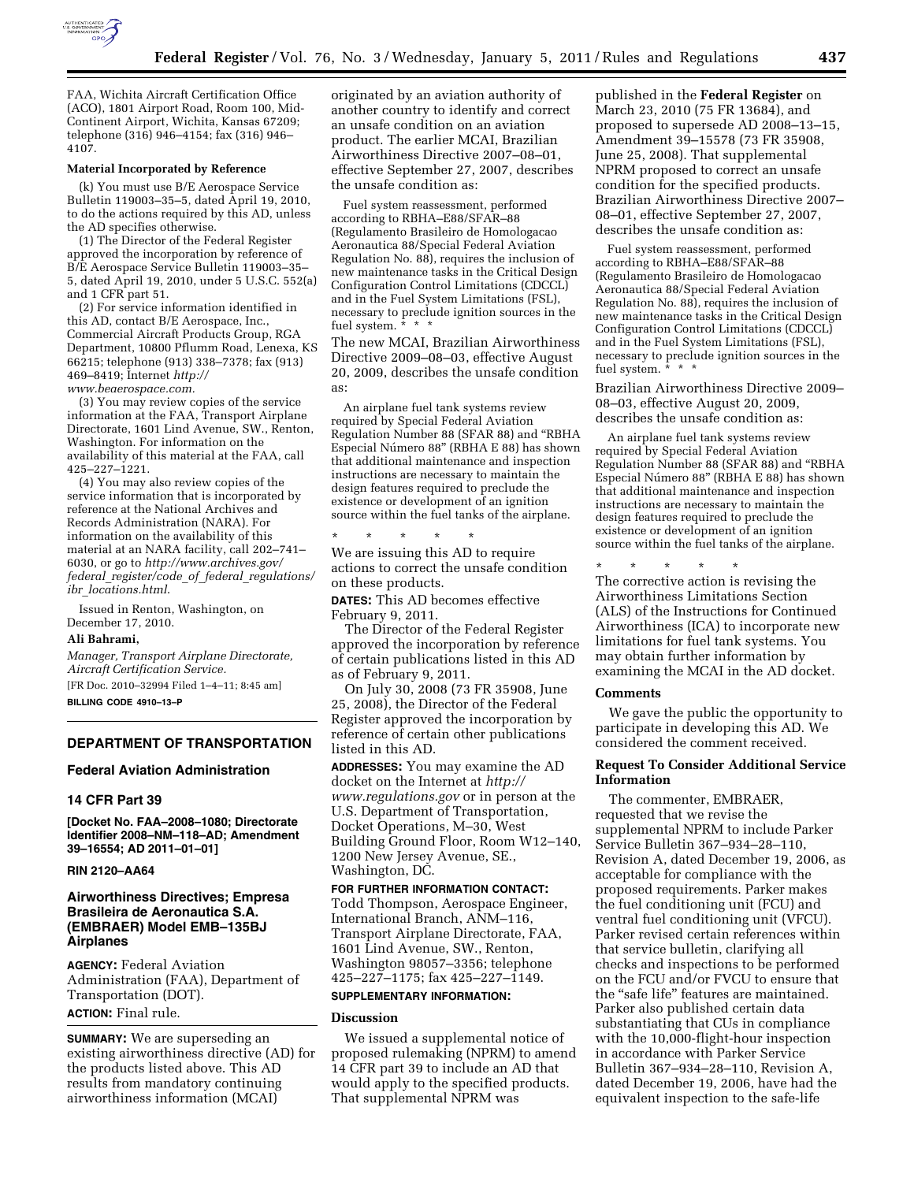FAA, Wichita Aircraft Certification Office (ACO), 1801 Airport Road, Room 100, Mid-Continent Airport, Wichita, Kansas 67209; telephone (316) 946–4154; fax (316) 946–4107.

#### Material Incorporated by Reference

(k) You must use B/E Aerospace Service Bulletin 119003–35–5, dated April 19, 2010, to do the actions required by this AD, unless the AD specifies otherwise.

(1) The Director of the Federal Register approved the incorporation by reference of B/E Aerospace Service Bulletin 119003–35–5, dated April 19, 2010, under 5 U.S.C. 552(a) and 1 CFR part 51.

(2) For service information identified in this AD, contact B/E Aerospace, Inc., Commercial Aircraft Products Group, RGA Department, 10800 Pflumm Road, Lenexa, KS 66215; telephone (913) 338–7378; fax (913) 469–8419; Internet *http://www.beaerospace.com.*

(3) You may review copies of the service information at the FAA, Transport Airplane Directorate, 1601 Lind Avenue, SW., Renton, Washington. For information on the availability of this material at the FAA, call 425–227–1221.

(4) You may also review copies of the service information that is incorporated by reference at the National Archives and Records Administration (NARA). For information on the availability of this material at an NARA facility, call 202–741–6030, or go to *http://www.archives.gov/federal_register/code_of_federal_regulations/ibr_locations.html*.

Issued in Renton, Washington, on December 17, 2010.

**Ali Bahrami,**

*Manager, Transport Airplane Directorate, Aircraft Certification Service.*

[FR Doc. 2010–32994 Filed 1–4–11; 8:45 am]

**BILLING CODE 4910–13–P**

---

## DEPARTMENT OF TRANSPORTATION

### Federal Aviation Administration

### 14 CFR Part 39

**[Docket No. FAA–2008–1080; Directorate Identifier 2008–NM–118–AD; Amendment 39–16554; AD 2011–01–01]**

**RIN 2120–AA64**

### Airworthiness Directives; Empresa Brasileira de Aeronautica S.A. (EMBRAER) Model EMB–135BJ Airplanes

**AGENCY:** Federal Aviation Administration (FAA), Department of Transportation (DOT).

**ACTION:** Final rule.

**SUMMARY:** We are superseding an existing airworthiness directive (AD) for the products listed above. This AD results from mandatory continuing airworthiness information (MCAI) originated by an aviation authority of another country to identify and correct an unsafe condition on an aviation product. The earlier MCAI, Brazilian Airworthiness Directive 2007–08–01, effective September 27, 2007, describes the unsafe condition as:

> Fuel system reassessment, performed according to RBHA–E88/SFAR–88 (Regulamento Brasileiro de Homologacao Aeronautica 88/Special Federal Aviation Regulation No. 88), requires the inclusion of new maintenance tasks in the Critical Design Configuration Control Limitations (CDCCL) and in the Fuel System Limitations (FSL), necessary to preclude ignition sources in the fuel system. * * *

The new MCAI, Brazilian Airworthiness Directive 2009–08–03, effective August 20, 2009, describes the unsafe condition as:

> An airplane fuel tank systems review required by Special Federal Aviation Regulation Number 88 (SFAR 88) and "RBHA Especial Número 88" (RBHA E 88) has shown that additional maintenance and inspection instructions are necessary to maintain the design features required to preclude the existence or development of an ignition source within the fuel tanks of the airplane.
>
> \* \* \* \* \*

We are issuing this AD to require actions to correct the unsafe condition on these products.

**DATES:** This AD becomes effective February 9, 2011.

The Director of the Federal Register approved the incorporation by reference of certain publications listed in this AD as of February 9, 2011.

On July 30, 2008 (73 FR 35908, June 25, 2008), the Director of the Federal Register approved the incorporation by reference of certain other publications listed in this AD.

**ADDRESSES:** You may examine the AD docket on the Internet at *http://www.regulations.gov* or in person at the U.S. Department of Transportation, Docket Operations, M–30, West Building Ground Floor, Room W12–140, 1200 New Jersey Avenue, SE., Washington, DC.

**FOR FURTHER INFORMATION CONTACT:** Todd Thompson, Aerospace Engineer, International Branch, ANM–116, Transport Airplane Directorate, FAA, 1601 Lind Avenue, SW., Renton, Washington 98057–3356; telephone 425–227–1175; fax 425–227–1149.

**SUPPLEMENTARY INFORMATION:**

#### Discussion

We issued a supplemental notice of proposed rulemaking (NPRM) to amend 14 CFR part 39 to include an AD that would apply to the specified products. That supplemental NPRM was published in the **Federal Register** on March 23, 2010 (75 FR 13684), and proposed to supersede AD 2008–13–15, Amendment 39–15578 (73 FR 35908, June 25, 2008). That supplemental NPRM proposed to correct an unsafe condition for the specified products. Brazilian Airworthiness Directive 2007–08–01, effective September 27, 2007, describes the unsafe condition as:

> Fuel system reassessment, performed according to RBHA–E88/SFAR–88 (Regulamento Brasileiro de Homologacao Aeronautica 88/Special Federal Aviation Regulation No. 88), requires the inclusion of new maintenance tasks in the Critical Design Configuration Control Limitations (CDCCL) and in the Fuel System Limitations (FSL), necessary to preclude ignition sources in the fuel system. * * *

Brazilian Airworthiness Directive 2009–08–03, effective August 20, 2009, describes the unsafe condition as:

> An airplane fuel tank systems review required by Special Federal Aviation Regulation Number 88 (SFAR 88) and "RBHA Especial Número 88" (RBHA E 88) has shown that additional maintenance and inspection instructions are necessary to maintain the design features required to preclude the existence or development of an ignition source within the fuel tanks of the airplane.
>
> \* \* \* \* \*

The corrective action is revising the Airworthiness Limitations Section (ALS) of the Instructions for Continued Airworthiness (ICA) to incorporate new limitations for fuel tank systems. You may obtain further information by examining the MCAI in the AD docket.

#### Comments

We gave the public the opportunity to participate in developing this AD. We considered the comment received.

#### Request To Consider Additional Service Information

The commenter, EMBRAER, requested that we revise the supplemental NPRM to include Parker Service Bulletin 367–934–28–110, Revision A, dated December 19, 2006, as acceptable for compliance with the proposed requirements. Parker makes the fuel conditioning unit (FCU) and ventral fuel conditioning unit (VFCU). Parker revised certain references within that service bulletin, clarifying all checks and inspections to be performed on the FCU and/or FVCU to ensure that the "safe life" features are maintained. Parker also published certain data substantiating that CUs in compliance with the 10,000-flight-hour inspection in accordance with Parker Service Bulletin 367–934–28–110, Revision A, dated December 19, 2006, have had the equivalent inspection to the safe-life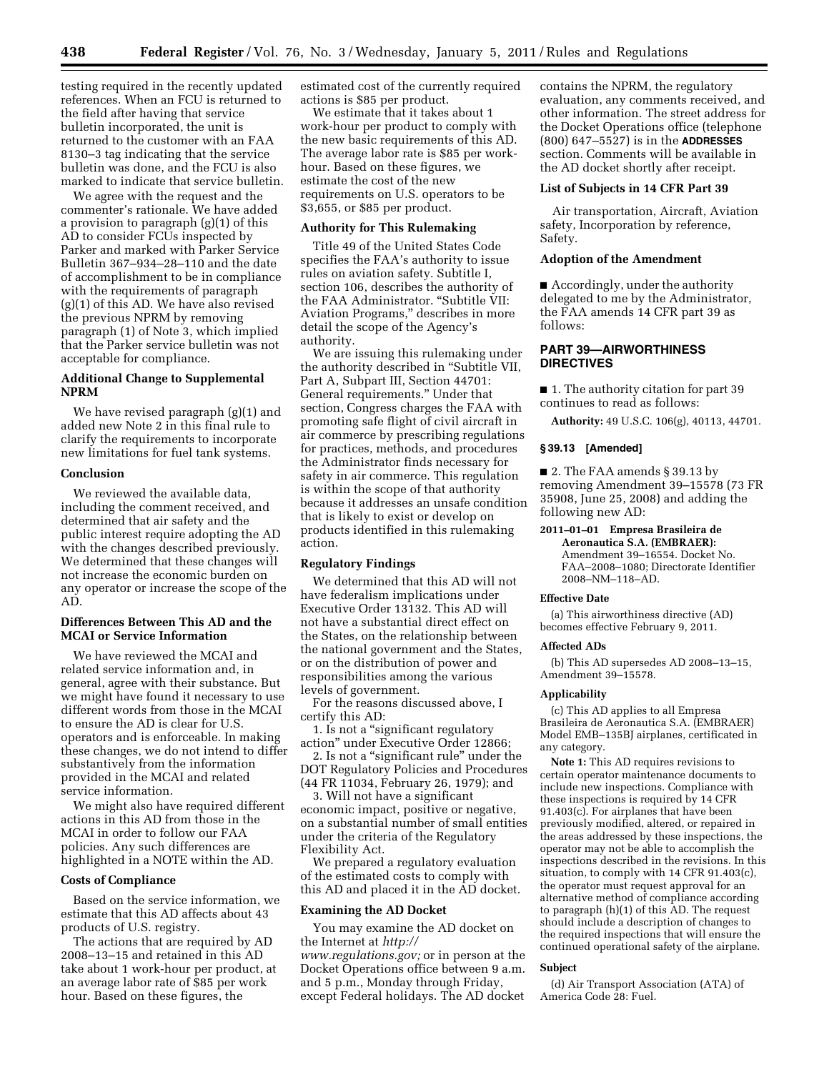testing required in the recently updated references. When an FCU is returned to the field after having that service bulletin incorporated, the unit is returned to the customer with an FAA 8130–3 tag indicating that the service bulletin was done, and the FCU is also marked to indicate that service bulletin.

We agree with the request and the commenter's rationale. We have added a provision to paragraph (g)(1) of this AD to consider FCUs inspected by Parker and marked with Parker Service Bulletin 367–934–28–110 and the date of accomplishment to be in compliance with the requirements of paragraph (g)(1) of this AD. We have also revised the previous NPRM by removing paragraph (1) of Note 3, which implied that the Parker service bulletin was not acceptable for compliance.

### Additional Change to Supplemental NPRM

We have revised paragraph (g)(1) and added new Note 2 in this final rule to clarify the requirements to incorporate new limitations for fuel tank systems.

### Conclusion

We reviewed the available data, including the comment received, and determined that air safety and the public interest require adopting the AD with the changes described previously. We determined that these changes will not increase the economic burden on any operator or increase the scope of the AD.

### Differences Between This AD and the MCAI or Service Information

We have reviewed the MCAI and related service information and, in general, agree with their substance. But we might have found it necessary to use different words from those in the MCAI to ensure the AD is clear for U.S. operators and is enforceable. In making these changes, we do not intend to differ substantively from the information provided in the MCAI and related service information.

We might also have required different actions in this AD from those in the MCAI in order to follow our FAA policies. Any such differences are highlighted in a NOTE within the AD.

### Costs of Compliance

Based on the service information, we estimate that this AD affects about 43 products of U.S. registry.

The actions that are required by AD 2008–13–15 and retained in this AD take about 1 work-hour per product, at an average labor rate of $85 per work hour. Based on these figures, the estimated cost of the currently required actions is $85 per product.

We estimate that it takes about 1 work-hour per product to comply with the new basic requirements of this AD. The average labor rate is $85 per work-hour. Based on these figures, we estimate the cost of the new requirements on U.S. operators to be $3,655, or $85 per product.

### Authority for This Rulemaking

Title 49 of the United States Code specifies the FAA's authority to issue rules on aviation safety. Subtitle I, section 106, describes the authority of the FAA Administrator. "Subtitle VII: Aviation Programs," describes in more detail the scope of the Agency's authority.

We are issuing this rulemaking under the authority described in "Subtitle VII, Part A, Subpart III, Section 44701: General requirements." Under that section, Congress charges the FAA with promoting safe flight of civil aircraft in air commerce by prescribing regulations for practices, methods, and procedures the Administrator finds necessary for safety in air commerce. This regulation is within the scope of that authority because it addresses an unsafe condition that is likely to exist or develop on products identified in this rulemaking action.

### Regulatory Findings

We determined that this AD will not have federalism implications under Executive Order 13132. This AD will not have a substantial direct effect on the States, on the relationship between the national government and the States, or on the distribution of power and responsibilities among the various levels of government.

For the reasons discussed above, I certify this AD:

1. Is not a "significant regulatory action" under Executive Order 12866;
2. Is not a "significant rule" under the DOT Regulatory Policies and Procedures (44 FR 11034, February 26, 1979); and
3. Will not have a significant economic impact, positive or negative, on a substantial number of small entities under the criteria of the Regulatory Flexibility Act.

We prepared a regulatory evaluation of the estimated costs to comply with this AD and placed it in the AD docket.

### Examining the AD Docket

You may examine the AD docket on the Internet at *http://www.regulations.gov;* or in person at the Docket Operations office between 9 a.m. and 5 p.m., Monday through Friday, except Federal holidays. The AD docket contains the NPRM, the regulatory evaluation, any comments received, and other information. The street address for the Docket Operations office (telephone (800) 647–5527) is in the **ADDRESSES** section. Comments will be available in the AD docket shortly after receipt.

### List of Subjects in 14 CFR Part 39

Air transportation, Aircraft, Aviation safety, Incorporation by reference, Safety.

### Adoption of the Amendment

■ Accordingly, under the authority delegated to me by the Administrator, the FAA amends 14 CFR part 39 as follows:

## PART 39—AIRWORTHINESS DIRECTIVES

■ 1. The authority citation for part 39 continues to read as follows:

**Authority:** 49 U.S.C. 106(g), 40113, 44701.

### § 39.13 [Amended]

■ 2. The FAA amends § 39.13 by removing Amendment 39–15578 (73 FR 35908, June 25, 2008) and adding the following new AD:

**2011–01–01 Empresa Brasileira de Aeronautica S.A. (EMBRAER):** Amendment 39–16554. Docket No. FAA–2008–1080; Directorate Identifier 2008–NM–118–AD.

#### Effective Date

(a) This airworthiness directive (AD) becomes effective February 9, 2011.

#### Affected ADs

(b) This AD supersedes AD 2008–13–15, Amendment 39–15578.

#### Applicability

(c) This AD applies to all Empresa Brasileira de Aeronautica S.A. (EMBRAER) Model EMB–135BJ airplanes, certificated in any category.

**Note 1:** This AD requires revisions to certain operator maintenance documents to include new inspections. Compliance with these inspections is required by 14 CFR 91.403(c). For airplanes that have been previously modified, altered, or repaired in the areas addressed by these inspections, the operator may not be able to accomplish the inspections described in the revisions. In this situation, to comply with 14 CFR 91.403(c), the operator must request approval for an alternative method of compliance according to paragraph (h)(1) of this AD. The request should include a description of changes to the required inspections that will ensure the continued operational safety of the airplane.

#### Subject

(d) Air Transport Association (ATA) of America Code 28: Fuel.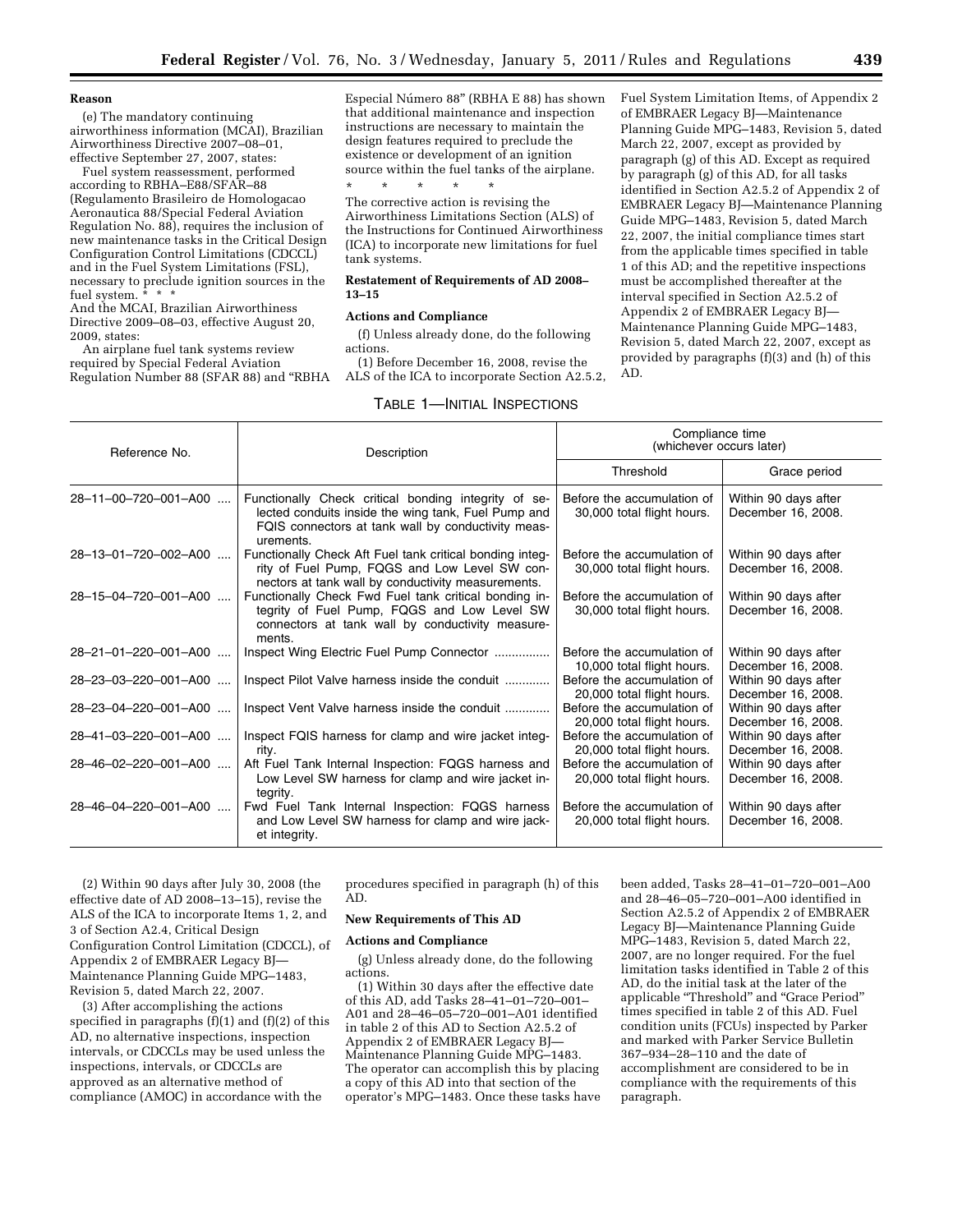**Reason**

(e) The mandatory continuing airworthiness information (MCAI), Brazilian Airworthiness Directive 2007–08–01, effective September 27, 2007, states:

Fuel system reassessment, performed according to RBHA–E88/SFAR–88 (Regulamento Brasileiro de Homologacao Aeronautica 88/Special Federal Aviation Regulation No. 88), requires the inclusion of new maintenance tasks in the Critical Design Configuration Control Limitations (CDCCL) and in the Fuel System Limitations (FSL), necessary to preclude ignition sources in the fuel system. * * *

And the MCAI, Brazilian Airworthiness Directive 2009–08–03, effective August 20, 2009, states:

An airplane fuel tank systems review required by Special Federal Aviation Regulation Number 88 (SFAR 88) and "RBHA Especial Número 88" (RBHA E 88) has shown that additional maintenance and inspection instructions are necessary to maintain the design features required to preclude the existence or development of an ignition source within the fuel tanks of the airplane.

\* \* \* \* \*

The corrective action is revising the Airworthiness Limitations Section (ALS) of the Instructions for Continued Airworthiness (ICA) to incorporate new limitations for fuel tank systems.

**Restatement of Requirements of AD 2008–13–15**

**Actions and Compliance**

(f) Unless already done, do the following actions.

(1) Before December 16, 2008, revise the ALS of the ICA to incorporate Section A2.5.2, Fuel System Limitation Items, of Appendix 2 of EMBRAER Legacy BJ—Maintenance Planning Guide MPG–1483, Revision 5, dated March 22, 2007, except as provided by paragraph (g) of this AD. Except as required by paragraph (g) of this AD, for all tasks identified in Section A2.5.2 of Appendix 2 of EMBRAER Legacy BJ—Maintenance Planning Guide MPG–1483, Revision 5, dated March 22, 2007, the initial compliance times start from the applicable times specified in table 1 of this AD; and the repetitive inspections must be accomplished thereafter at the interval specified in Section A2.5.2 of Appendix 2 of EMBRAER Legacy BJ—Maintenance Planning Guide MPG–1483, Revision 5, dated March 22, 2007, except as provided by paragraphs (f)(3) and (h) of this AD.

TABLE 1—INITIAL INSPECTIONS

| Reference No. | Description | Compliance time (whichever occurs later) | |
|---|---|---|---|
| | | Threshold | Grace period |
| 28–11–00–720–001–A00 | Functionally Check critical bonding integrity of selected conduits inside the wing tank, Fuel Pump and FQIS connectors at tank wall by conductivity measurements. | Before the accumulation of 30,000 total flight hours. | Within 90 days after December 16, 2008. |
| 28–13–01–720–002–A00 | Functionally Check Aft Fuel tank critical bonding integrity of Fuel Pump, FQGS and Low Level SW connectors at tank wall by conductivity measurements. | Before the accumulation of 30,000 total flight hours. | Within 90 days after December 16, 2008. |
| 28–15–04–720–001–A00 | Functionally Check Fwd Fuel tank critical bonding integrity of Fuel Pump, FQGS and Low Level SW connectors at tank wall by conductivity measurements. | Before the accumulation of 30,000 total flight hours. | Within 90 days after December 16, 2008. |
| 28–21–01–220–001–A00 | Inspect Wing Electric Fuel Pump Connector | Before the accumulation of 10,000 total flight hours. | Within 90 days after December 16, 2008. |
| 28–23–03–220–001–A00 | Inspect Pilot Valve harness inside the conduit | Before the accumulation of 20,000 total flight hours. | Within 90 days after December 16, 2008. |
| 28–23–04–220–001–A00 | Inspect Vent Valve harness inside the conduit | Before the accumulation of 20,000 total flight hours. | Within 90 days after December 16, 2008. |
| 28–41–03–220–001–A00 | Inspect FQIS harness for clamp and wire jacket integrity. | Before the accumulation of 20,000 total flight hours. | Within 90 days after December 16, 2008. |
| 28–46–02–220–001–A00 | Aft Fuel Tank Internal Inspection: FQGS harness and Low Level SW harness for clamp and wire jacket integrity. | Before the accumulation of 20,000 total flight hours. | Within 90 days after December 16, 2008. |
| 28–46–04–220–001–A00 | Fwd Fuel Tank Internal Inspection: FQGS harness and Low Level SW harness for clamp and wire jacket integrity. | Before the accumulation of 20,000 total flight hours. | Within 90 days after December 16, 2008. |

(2) Within 90 days after July 30, 2008 (the effective date of AD 2008–13–15), revise the ALS of the ICA to incorporate Items 1, 2, and 3 of Section A2.4, Critical Design Configuration Control Limitation (CDCCL), of Appendix 2 of EMBRAER Legacy BJ—Maintenance Planning Guide MPG–1483, Revision 5, dated March 22, 2007.

(3) After accomplishing the actions specified in paragraphs (f)(1) and (f)(2) of this AD, no alternative inspections, inspection intervals, or CDCCLs may be used unless the inspections, intervals, or CDCCLs are approved as an alternative method of compliance (AMOC) in accordance with the procedures specified in paragraph (h) of this AD.

**New Requirements of This AD**

**Actions and Compliance**

(g) Unless already done, do the following actions.

(1) Within 30 days after the effective date of this AD, add Tasks 28–41–01–720–001–A01 and 28–46–05–720–001–A01 identified in table 2 of this AD to Section A2.5.2 of Appendix 2 of EMBRAER Legacy BJ—Maintenance Planning Guide MPG–1483. The operator can accomplish this by placing a copy of this AD into that section of the operator's MPG–1483. Once these tasks have been added, Tasks 28–41–01–720–001–A00 and 28–46–05–720–001–A00 identified in Section A2.5.2 of Appendix 2 of EMBRAER Legacy BJ—Maintenance Planning Guide MPG–1483, Revision 5, dated March 22, 2007, are no longer required. For the fuel limitation tasks identified in Table 2 of this AD, do the initial task at the later of the applicable "Threshold" and "Grace Period" times specified in table 2 of this AD. Fuel condition units (FCUs) inspected by Parker and marked with Parker Service Bulletin 367–934–28–110 and the date of accomplishment are considered to be in compliance with the requirements of this paragraph.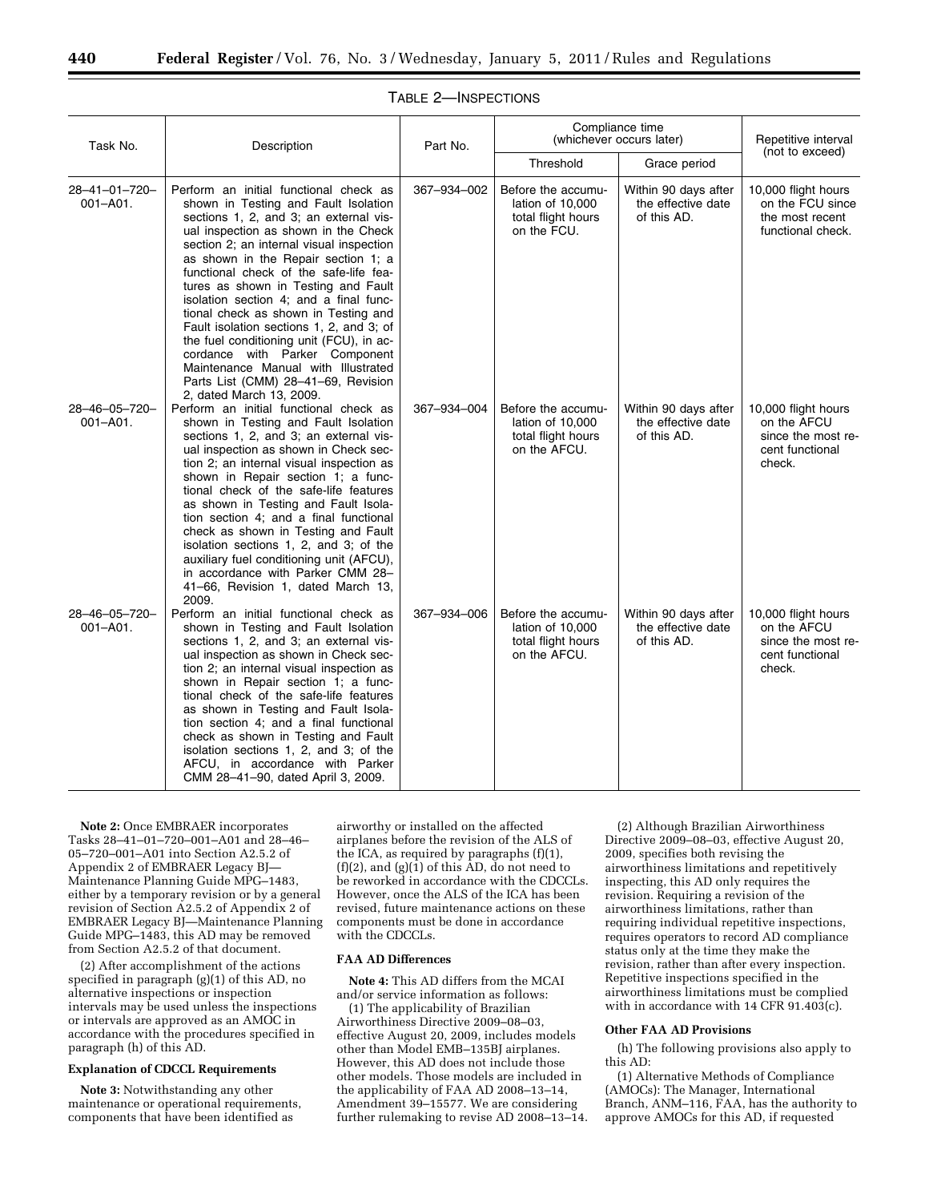TABLE 2—INSPECTIONS

| Task No. | Description | Part No. | Compliance time (whichever occurs later) | | Repetitive interval (not to exceed) |
|---|---|---|---|---|---|
| | | | Threshold | Grace period | |
| 28–41–01–720–001–A01. | Perform an initial functional check as shown in Testing and Fault Isolation sections 1, 2, and 3; an external visual inspection as shown in the Check section 2; an internal visual inspection as shown in the Repair section 1; a functional check of the safe-life features as shown in Testing and Fault isolation section 4; and a final functional check as shown in Testing and Fault isolation sections 1, 2, and 3; of the fuel conditioning unit (FCU), in accordance with Parker Component Maintenance Manual with Illustrated Parts List (CMM) 28–41–69, Revision 2, dated March 13, 2009. | 367–934–002 | Before the accumulation of 10,000 total flight hours on the FCU. | Within 90 days after the effective date of this AD. | 10,000 flight hours on the FCU since the most recent functional check. |
| 28–46–05–720–001–A01. | Perform an initial functional check as shown in Testing and Fault Isolation sections 1, 2, and 3; an external visual inspection as shown in Check section 2; an internal visual inspection as shown in Repair section 1; a functional check of the safe-life features as shown in Testing and Fault Isolation section 4; and a final functional check as shown in Testing and Fault isolation sections 1, 2, and 3; of the auxiliary fuel conditioning unit (AFCU), in accordance with Parker CMM 28–41–66, Revision 1, dated March 13, 2009. | 367–934–004 | Before the accumulation of 10,000 total flight hours on the AFCU. | Within 90 days after the effective date of this AD. | 10,000 flight hours on the AFCU since the most recent functional check. |
| 28–46–05–720–001–A01. | Perform an initial functional check as shown in Testing and Fault Isolation sections 1, 2, and 3; an external visual inspection as shown in Check section 2; an internal visual inspection as shown in Repair section 1; a functional check of the safe-life features as shown in Testing and Fault Isolation section 4; and a final functional check as shown in Testing and Fault isolation sections 1, 2, and 3; of the AFCU, in accordance with Parker CMM 28–41–90, dated April 3, 2009. | 367–934–006 | Before the accumulation of 10,000 total flight hours on the AFCU. | Within 90 days after the effective date of this AD. | 10,000 flight hours on the AFCU since the most recent functional check. |

**Note 2:** Once EMBRAER incorporates Tasks 28–41–01–720–001–A01 and 28–46–05–720–001–A01 into Section A2.5.2 of Appendix 2 of EMBRAER Legacy BJ—Maintenance Planning Guide MPG–1483, either by a temporary revision or by a general revision of Section A2.5.2 of Appendix 2 of EMBRAER Legacy BJ—Maintenance Planning Guide MPG–1483, this AD may be removed from Section A2.5.2 of that document.

(2) After accomplishment of the actions specified in paragraph (g)(1) of this AD, no alternative inspections or inspection intervals may be used unless the inspections or intervals are approved as an AMOC in accordance with the procedures specified in paragraph (h) of this AD.

**Explanation of CDCCL Requirements**

**Note 3:** Notwithstanding any other maintenance or operational requirements, components that have been identified as airworthy or installed on the affected airplanes before the revision of the ALS of the ICA, as required by paragraphs (f)(1), (f)(2), and (g)(1) of this AD, do not need to be reworked in accordance with the CDCCLs. However, once the ALS of the ICA has been revised, future maintenance actions on these components must be done in accordance with the CDCCLs.

**FAA AD Differences**

**Note 4:** This AD differs from the MCAI and/or service information as follows:

(1) The applicability of Brazilian Airworthiness Directive 2009–08–03, effective August 20, 2009, includes models other than Model EMB–135BJ airplanes. However, this AD does not include those other models. Those models are included in the applicability of FAA AD 2008–13–14, Amendment 39–15577. We are considering further rulemaking to revise AD 2008–13–14.

(2) Although Brazilian Airworthiness Directive 2009–08–03, effective August 20, 2009, specifies both revising the airworthiness limitations and repetitively inspecting, this AD only requires the revision. Requiring a revision of the airworthiness limitations, rather than requiring individual repetitive inspections, requires operators to record AD compliance status only at the time they make the revision, rather than after every inspection. Repetitive inspections specified in the airworthiness limitations must be complied with in accordance with 14 CFR 91.403(c).

**Other FAA AD Provisions**

(h) The following provisions also apply to this AD:

(1) Alternative Methods of Compliance (AMOCs): The Manager, International Branch, ANM–116, FAA, has the authority to approve AMOCs for this AD, if requested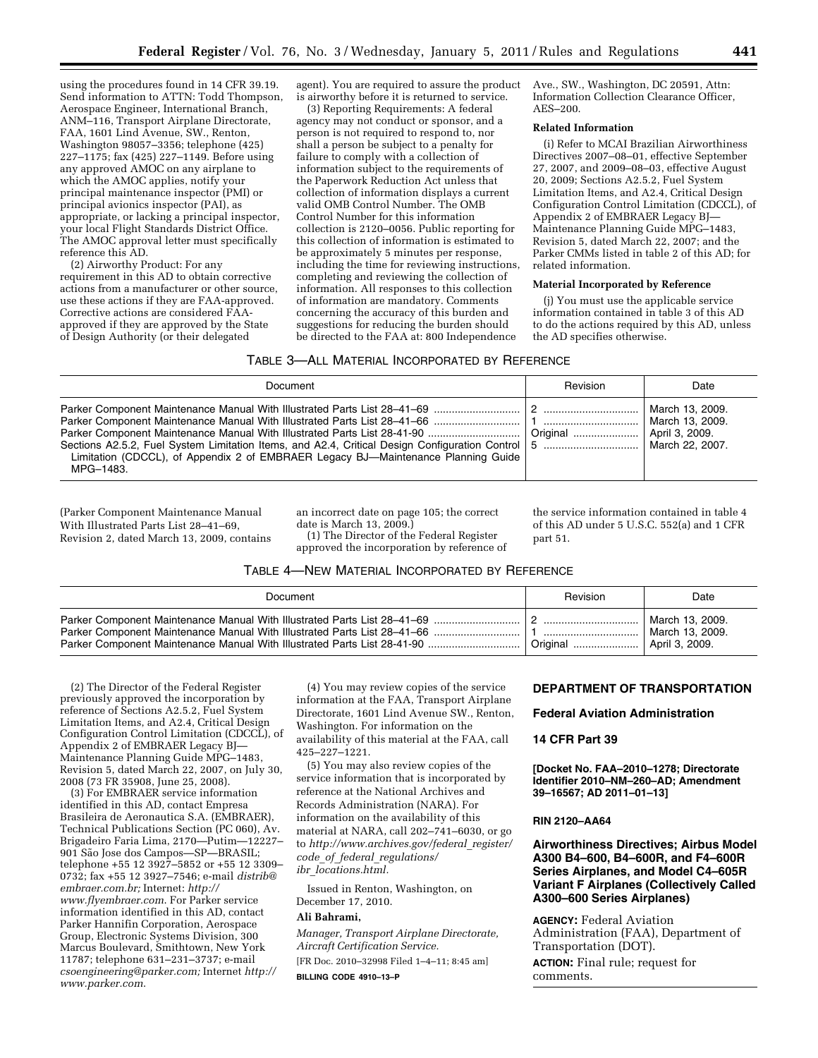using the procedures found in 14 CFR 39.19. Send information to ATTN: Todd Thompson, Aerospace Engineer, International Branch, ANM–116, Transport Airplane Directorate, FAA, 1601 Lind Avenue, SW., Renton, Washington 98057–3356; telephone (425) 227–1175; fax (425) 227–1149. Before using any approved AMOC on any airplane to which the AMOC applies, notify your principal maintenance inspector (PMI) or principal avionics inspector (PAI), as appropriate, or lacking a principal inspector, your local Flight Standards District Office. The AMOC approval letter must specifically reference this AD.

(2) Airworthy Product: For any requirement in this AD to obtain corrective actions from a manufacturer or other source, use these actions if they are FAA-approved. Corrective actions are considered FAA-approved if they are approved by the State of Design Authority (or their delegated agent). You are required to assure the product is airworthy before it is returned to service.

(3) Reporting Requirements: A federal agency may not conduct or sponsor, and a person is not required to respond to, nor shall a person be subject to a penalty for failure to comply with a collection of information subject to the requirements of the Paperwork Reduction Act unless that collection of information displays a current valid OMB Control Number. The OMB Control Number for this information collection is 2120–0056. Public reporting for this collection of information is estimated to be approximately 5 minutes per response, including the time for reviewing instructions, completing and reviewing the collection of information. All responses to this collection of information are mandatory. Comments concerning the accuracy of this burden and suggestions for reducing the burden should be directed to the FAA at: 800 Independence Ave., SW., Washington, DC 20591, Attn: Information Collection Clearance Officer, AES–200.

**Related Information**

(i) Refer to MCAI Brazilian Airworthiness Directives 2007–08–01, effective September 27, 2007, and 2009–08–03, effective August 20, 2009; Sections A2.5.2, Fuel System Limitation Items, and A2.4, Critical Design Configuration Control Limitation (CDCCL), of Appendix 2 of EMBRAER Legacy BJ—Maintenance Planning Guide MPG–1483, Revision 5, dated March 22, 2007; and the Parker CMMs listed in table 2 of this AD; for related information.

**Material Incorporated by Reference**

(j) You must use the applicable service information contained in table 3 of this AD to do the actions required by this AD, unless the AD specifies otherwise.

TABLE 3—ALL MATERIAL INCORPORATED BY REFERENCE

| Document | Revision | Date |
|---|---|---|
| Parker Component Maintenance Manual With Illustrated Parts List 28–41–69 | 2 | March 13, 2009. |
| Parker Component Maintenance Manual With Illustrated Parts List 28–41–66 | 1 | March 13, 2009. |
| Parker Component Maintenance Manual With Illustrated Parts List 28-41-90 | Original | April 3, 2009. |
| Sections A2.5.2, Fuel System Limitation Items, and A2.4, Critical Design Configuration Control Limitation (CDCCL), of Appendix 2 of EMBRAER Legacy BJ—Maintenance Planning Guide MPG–1483. | 5 | March 22, 2007. |

(Parker Component Maintenance Manual With Illustrated Parts List 28–41–69, Revision 2, dated March 13, 2009, contains an incorrect date on page 105; the correct date is March 13, 2009.)

(1) The Director of the Federal Register approved the incorporation by reference of the service information contained in table 4 of this AD under 5 U.S.C. 552(a) and 1 CFR part 51.

TABLE 4—NEW MATERIAL INCORPORATED BY REFERENCE

| Document | Revision | Date |
|---|---|---|
| Parker Component Maintenance Manual With Illustrated Parts List 28–41–69 | 2 | March 13, 2009. |
| Parker Component Maintenance Manual With Illustrated Parts List 28–41–66 | 1 | March 13, 2009. |
| Parker Component Maintenance Manual With Illustrated Parts List 28-41-90 | Original | April 3, 2009. |

(2) The Director of the Federal Register previously approved the incorporation by reference of Sections A2.5.2, Fuel System Limitation Items, and A2.4, Critical Design Configuration Control Limitation (CDCCL), of Appendix 2 of EMBRAER Legacy BJ—Maintenance Planning Guide MPG–1483, Revision 5, dated March 22, 2007, on July 30, 2008 (73 FR 35908, June 25, 2008).

(3) For EMBRAER service information identified in this AD, contact Empresa Brasileira de Aeronautica S.A. (EMBRAER), Technical Publications Section (PC 060), Av. Brigadeiro Faria Lima, 2170—Putim—12227–901 São Jose dos Campos—SP—BRASIL; telephone +55 12 3927–5852 or +55 12 3309–0732; fax +55 12 3927–7546; e-mail *distrib@embraer.com.br;* Internet: *http://www.flyembraer.com*. For Parker service information identified in this AD, contact Parker Hannifin Corporation, Aerospace Group, Electronic Systems Division, 300 Marcus Boulevard, Smithtown, New York 11787; telephone 631–231–3737; e-mail *csoengineering@parker.com;* Internet *http://www.parker.com.*

(4) You may review copies of the service information at the FAA, Transport Airplane Directorate, 1601 Lind Avenue SW., Renton, Washington. For information on the availability of this material at the FAA, call 425–227–1221.

(5) You may also review copies of the service information that is incorporated by reference at the National Archives and Records Administration (NARA). For information on the availability of this material at NARA, call 202–741–6030, or go to *http://www.archives.gov/federal_register/code_of_federal_regulations/ibr_locations.html.*

Issued in Renton, Washington, on December 17, 2010.

**Ali Bahrami,**

*Manager, Transport Airplane Directorate, Aircraft Certification Service.*

[FR Doc. 2010–32998 Filed 1–4–11; 8:45 am]

**BILLING CODE 4910–13–P**

## DEPARTMENT OF TRANSPORTATION

### Federal Aviation Administration

### 14 CFR Part 39

**[Docket No. FAA–2010–1278; Directorate Identifier 2010–NM–260–AD; Amendment 39–16567; AD 2011–01–13]**

**RIN 2120–AA64**

### Airworthiness Directives; Airbus Model A300 B4–600, B4–600R, and F4–600R Series Airplanes, and Model C4–605R Variant F Airplanes (Collectively Called A300–600 Series Airplanes)

**AGENCY:** Federal Aviation Administration (FAA), Department of Transportation (DOT).

**ACTION:** Final rule; request for comments.